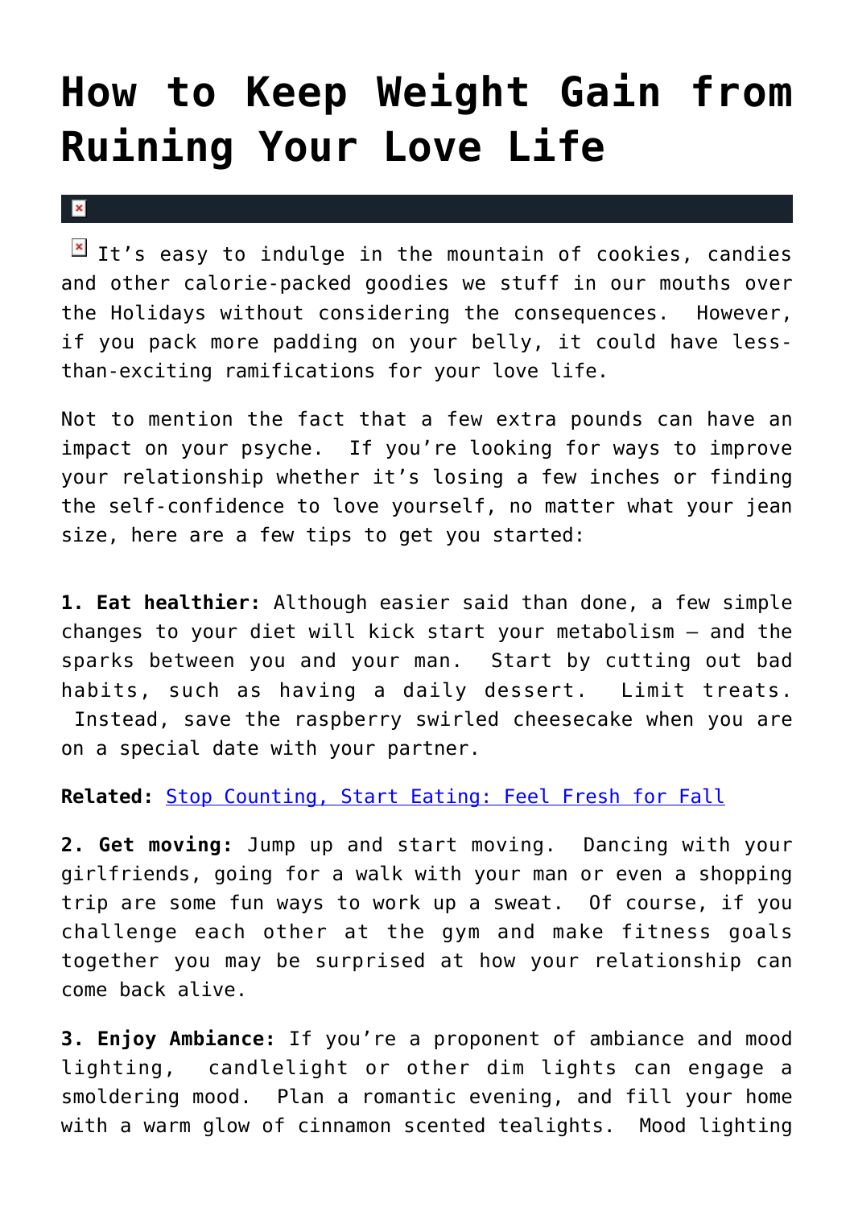# How to Keep Weight Gain from Ruining Your Love Life

It's easy to indulge in the mountain of cookies, candies and other calorie-packed goodies we stuff in our mouths over the Holidays without considering the consequences. However, if you pack more padding on your belly, it could have less-than-exciting ramifications for your love life.

Not to mention the fact that a few extra pounds can have an impact on your psyche. If you're looking for ways to improve your relationship whether it's losing a few inches or finding the self-confidence to love yourself, no matter what your jean size, here are a few tips to get you started:

**1. Eat healthier:** Although easier said than done, a few simple changes to your diet will kick start your metabolism – and the sparks between you and your man. Start by cutting out bad habits, such as having a daily dessert. Limit treats. Instead, save the raspberry swirled cheesecake when you are on a special date with your partner.

**Related:** Stop Counting, Start Eating: Feel Fresh for Fall

**2. Get moving:** Jump up and start moving. Dancing with your girlfriends, going for a walk with your man or even a shopping trip are some fun ways to work up a sweat. Of course, if you challenge each other at the gym and make fitness goals together you may be surprised at how your relationship can come back alive.

**3. Enjoy Ambiance:** If you're a proponent of ambiance and mood lighting, candlelight or other dim lights can engage a smoldering mood. Plan a romantic evening, and fill your home with a warm glow of cinnamon scented tealights. Mood lighting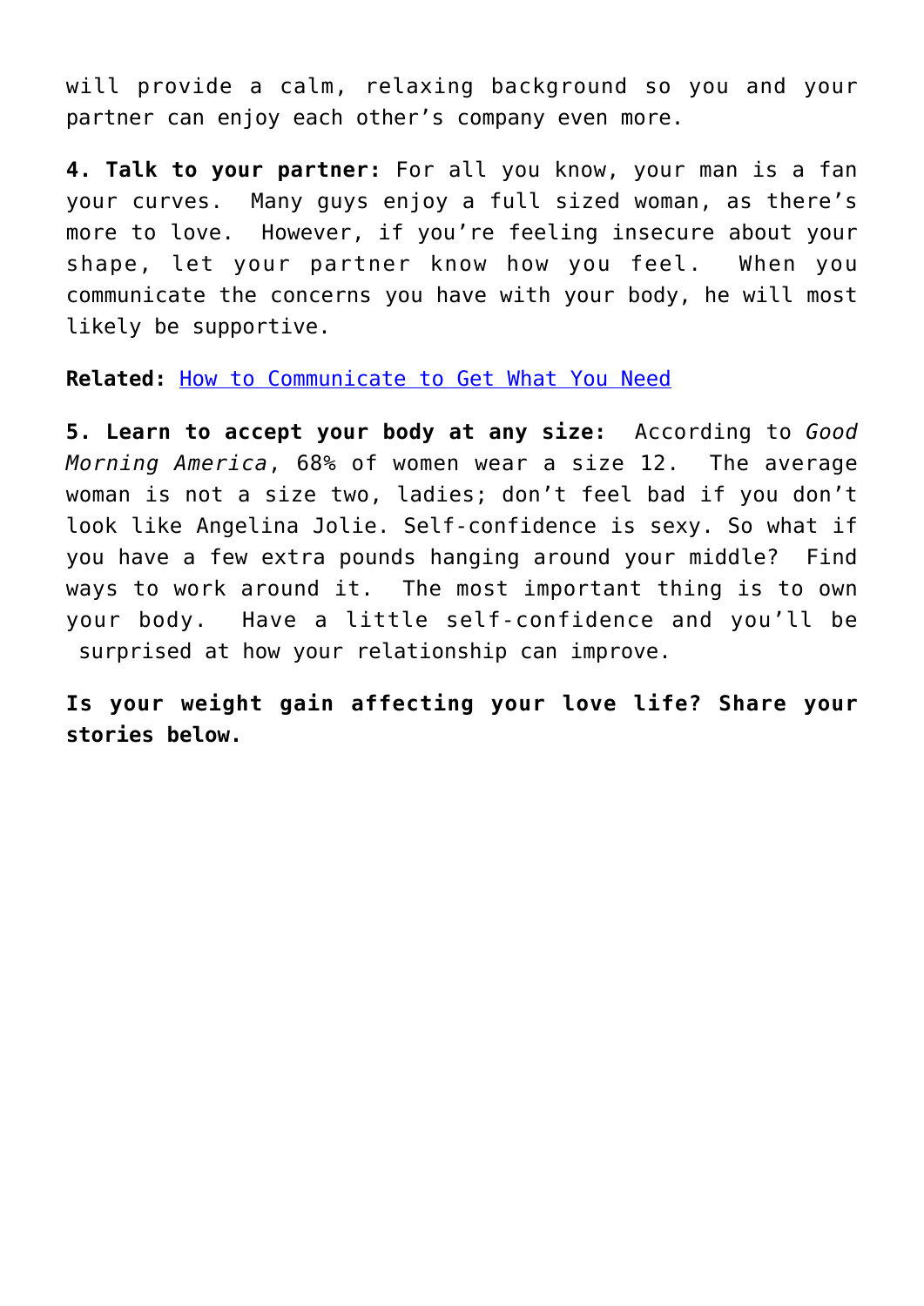will provide a calm, relaxing background so you and your partner can enjoy each other's company even more.

**4. Talk to your partner:** For all you know, your man is a fan your curves. Many guys enjoy a full sized woman, as there's more to love. However, if you're feeling insecure about your shape, let your partner know how you feel. When you communicate the concerns you have with your body, he will most likely be supportive.

**Related:** How to Communicate to Get What You Need

**5. Learn to accept your body at any size:** According to *Good Morning America*, 68% of women wear a size 12. The average woman is not a size two, ladies; don't feel bad if you don't look like Angelina Jolie. Self-confidence is sexy. So what if you have a few extra pounds hanging around your middle? Find ways to work around it. The most important thing is to own your body. Have a little self-confidence and you'll be surprised at how your relationship can improve.

**Is your weight gain affecting your love life? Share your stories below.**